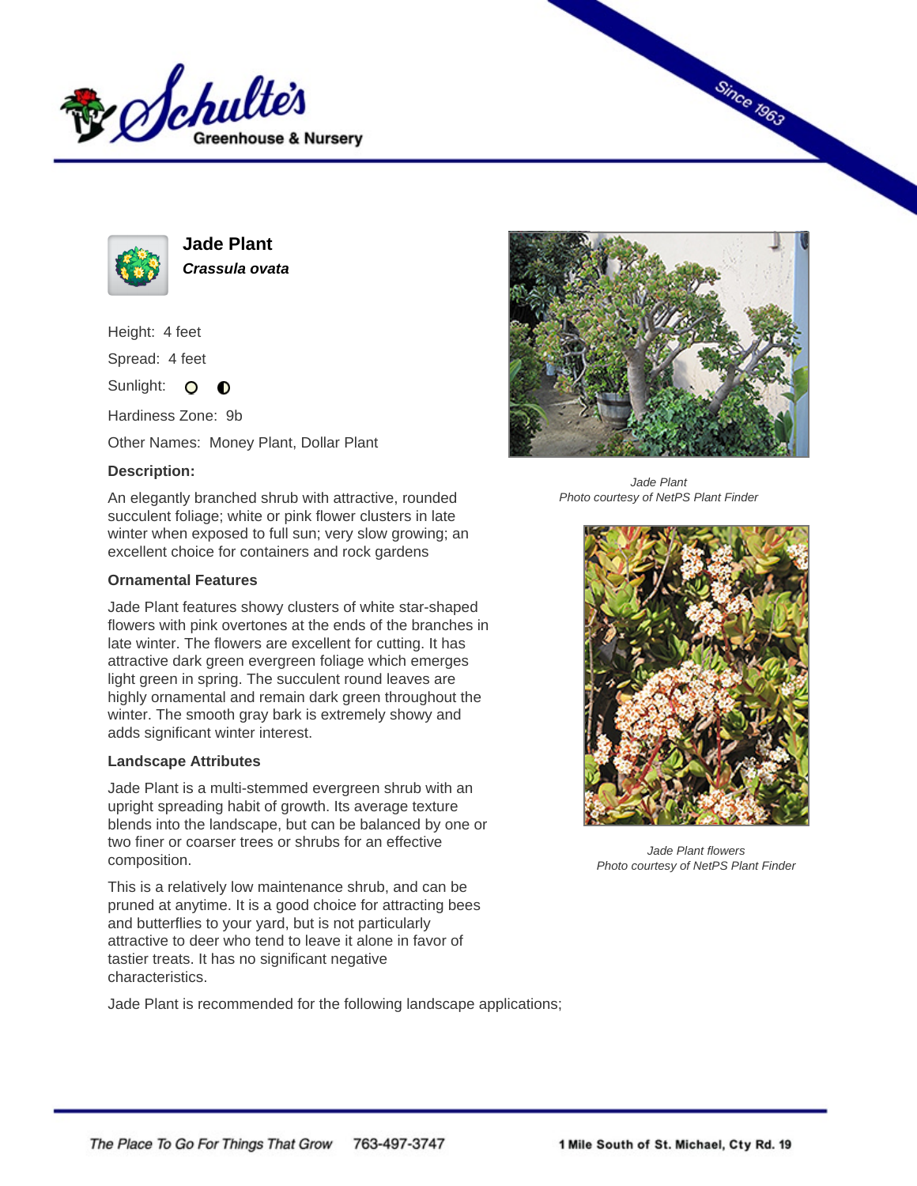# Jade Plant

***Crassula ovata***

Height: 4 feet

Spread: 4 feet

Sunlight: ○ ◐

Hardiness Zone: 9b

Other Names: Money Plant, Dollar Plant

**Description:**

An elegantly branched shrub with attractive, rounded succulent foliage; white or pink flower clusters in late winter when exposed to full sun; very slow growing; an excellent choice for containers and rock gardens

### Ornamental Features

Jade Plant features showy clusters of white star-shaped flowers with pink overtones at the ends of the branches in late winter. The flowers are excellent for cutting. It has attractive dark green evergreen foliage which emerges light green in spring. The succulent round leaves are highly ornamental and remain dark green throughout the winter. The smooth gray bark is extremely showy and adds significant winter interest.

### Landscape Attributes

Jade Plant is a multi-stemmed evergreen shrub with an upright spreading habit of growth. Its average texture blends into the landscape, but can be balanced by one or two finer or coarser trees or shrubs for an effective composition.

This is a relatively low maintenance shrub, and can be pruned at anytime. It is a good choice for attracting bees and butterflies to your yard, but is not particularly attractive to deer who tend to leave it alone in favor of tastier treats. It has no significant negative characteristics.

Jade Plant is recommended for the following landscape applications;

*Jade Plant*
*Photo courtesy of NetPS Plant Finder*

*Jade Plant flowers*
*Photo courtesy of NetPS Plant Finder*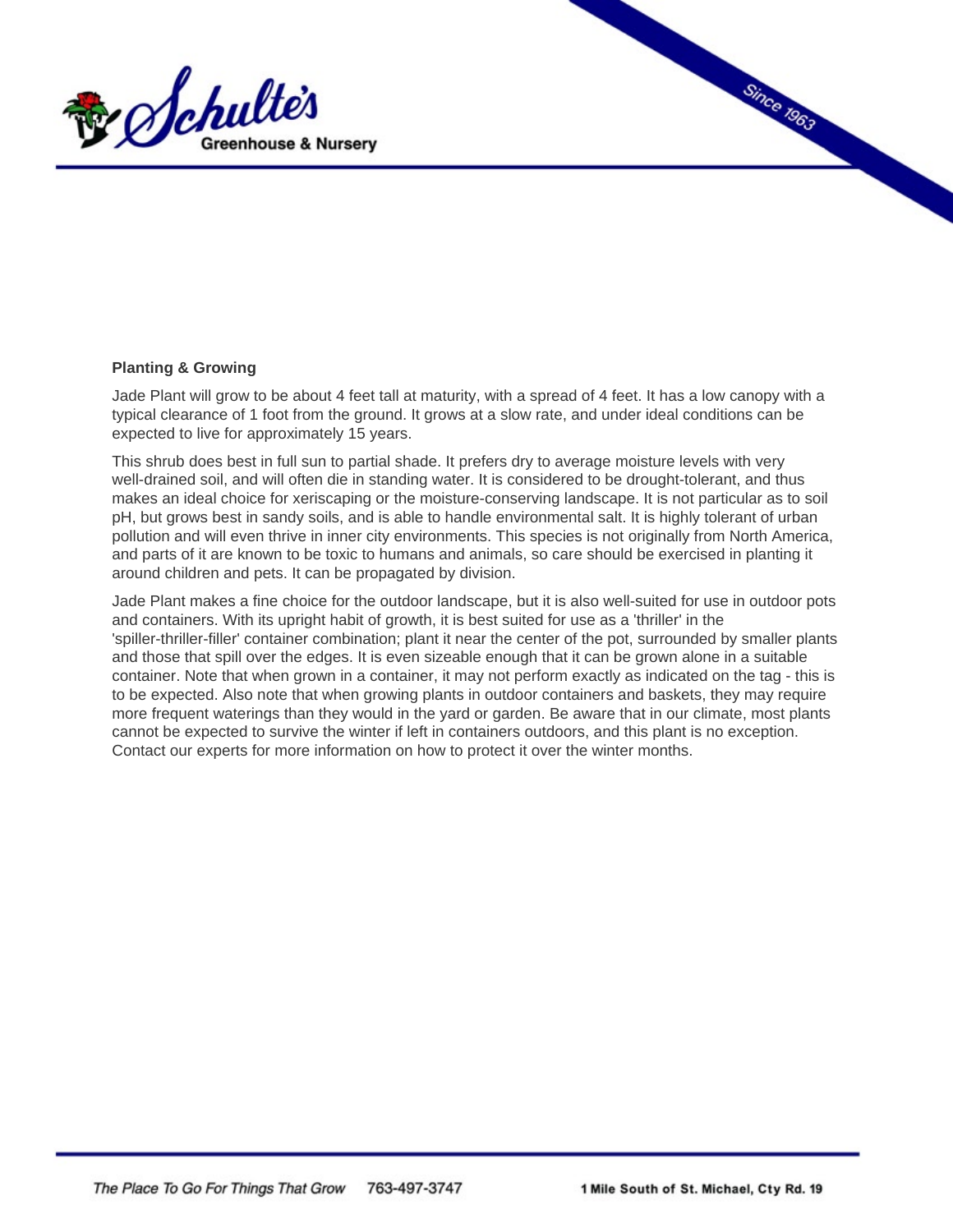**Planting & Growing**

Jade Plant will grow to be about 4 feet tall at maturity, with a spread of 4 feet. It has a low canopy with a typical clearance of 1 foot from the ground. It grows at a slow rate, and under ideal conditions can be expected to live for approximately 15 years.

This shrub does best in full sun to partial shade. It prefers dry to average moisture levels with very well-drained soil, and will often die in standing water. It is considered to be drought-tolerant, and thus makes an ideal choice for xeriscaping or the moisture-conserving landscape. It is not particular as to soil pH, but grows best in sandy soils, and is able to handle environmental salt. It is highly tolerant of urban pollution and will even thrive in inner city environments. This species is not originally from North America, and parts of it are known to be toxic to humans and animals, so care should be exercised in planting it around children and pets. It can be propagated by division.

Jade Plant makes a fine choice for the outdoor landscape, but it is also well-suited for use in outdoor pots and containers. With its upright habit of growth, it is best suited for use as a 'thriller' in the 'spiller-thriller-filler' container combination; plant it near the center of the pot, surrounded by smaller plants and those that spill over the edges. It is even sizeable enough that it can be grown alone in a suitable container. Note that when grown in a container, it may not perform exactly as indicated on the tag - this is to be expected. Also note that when growing plants in outdoor containers and baskets, they may require more frequent waterings than they would in the yard or garden. Be aware that in our climate, most plants cannot be expected to survive the winter if left in containers outdoors, and this plant is no exception. Contact our experts for more information on how to protect it over the winter months.